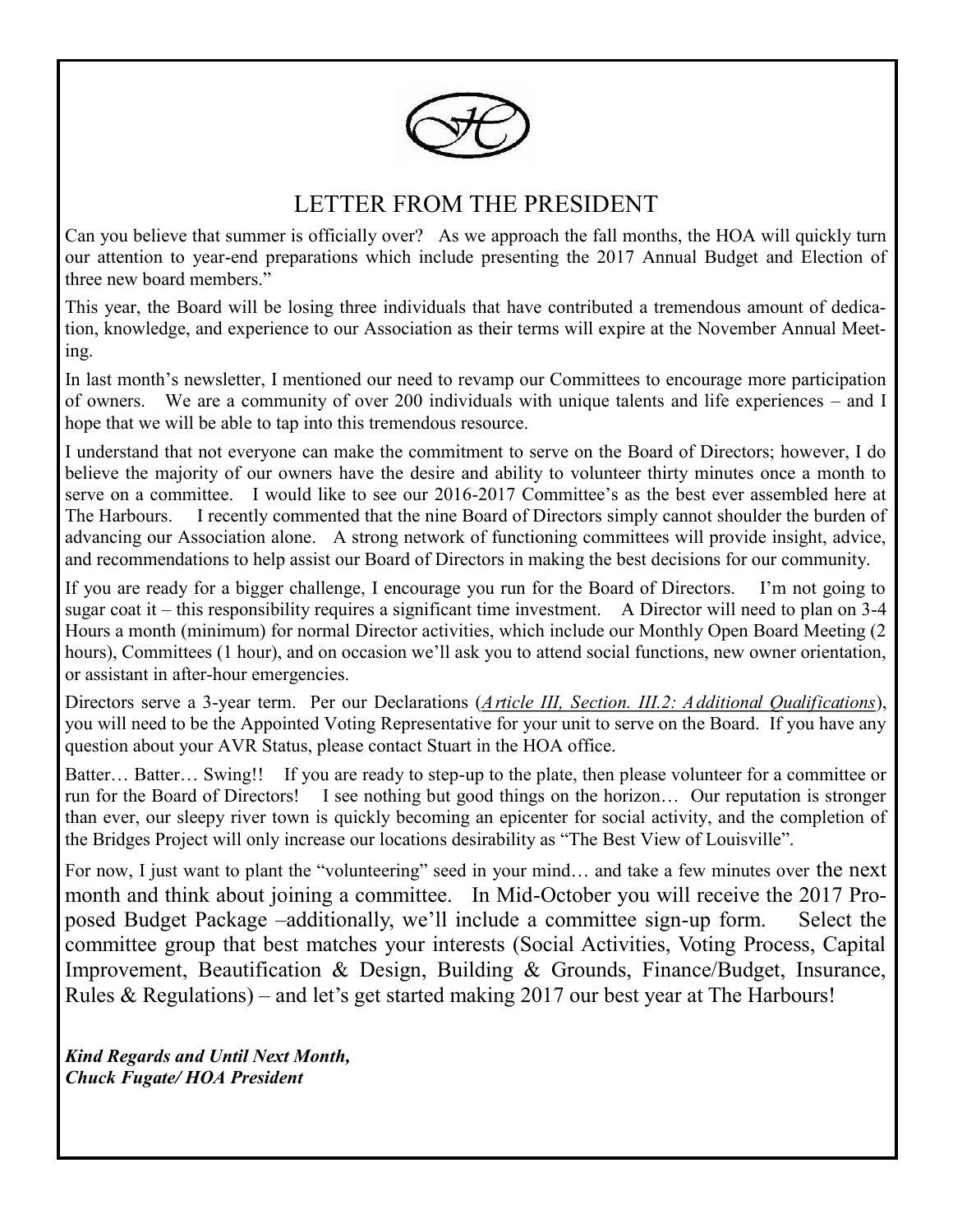## LETTER FROM THE PRESIDENT

Can you believe that summer is officially over? As we approach the fall months, the HOA will quickly turn our attention to year-end preparations which include presenting the 2017 Annual Budget and Election of three new board members."

This year, the Board will be losing three individuals that have contributed a tremendous amount of dedication, knowledge, and experience to our Association as their terms will expire at the November Annual Meeting.

In last month's newsletter, I mentioned our need to revamp our Committees to encourage more participation of owners. We are a community of over 200 individuals with unique talents and life experiences – and I hope that we will be able to tap into this tremendous resource.

I understand that not everyone can make the commitment to serve on the Board of Directors; however, I do believe the majority of our owners have the desire and ability to volunteer thirty minutes once a month to serve on a committee. I would like to see our 2016-2017 Committee's as the best ever assembled here at The Harbours. I recently commented that the nine Board of Directors simply cannot shoulder the burden of advancing our Association alone. A strong network of functioning committees will provide insight, advice, and recommendations to help assist our Board of Directors in making the best decisions for our community.

If you are ready for a bigger challenge, I encourage you run for the Board of Directors. I'm not going to sugar coat it – this responsibility requires a significant time investment. A Director will need to plan on 3-4 Hours a month (minimum) for normal Director activities, which include our Monthly Open Board Meeting (2 hours), Committees (1 hour), and on occasion we'll ask you to attend social functions, new owner orientation, or assistant in after-hour emergencies.

Directors serve a 3-year term. Per our Declarations (*Article III, Section. III.2: Additional Qualifications*), you will need to be the Appointed Voting Representative for your unit to serve on the Board. If you have any question about your AVR Status, please contact Stuart in the HOA office.

Batter… Batter… Swing!! If you are ready to step-up to the plate, then please volunteer for a committee or run for the Board of Directors! I see nothing but good things on the horizon… Our reputation is stronger than ever, our sleepy river town is quickly becoming an epicenter for social activity, and the completion of the Bridges Project will only increase our locations desirability as "The Best View of Louisville".

For now, I just want to plant the "volunteering" seed in your mind… and take a few minutes over the next month and think about joining a committee. In Mid-October you will receive the 2017 Proposed Budget Package –additionally, we'll include a committee sign-up form. Select the committee group that best matches your interests (Social Activities, Voting Process, Capital Improvement, Beautification & Design, Building & Grounds, Finance/Budget, Insurance, Rules & Regulations) – and let's get started making 2017 our best year at The Harbours!

***Kind Regards and Until Next Month,***
***Chuck Fugate/ HOA President***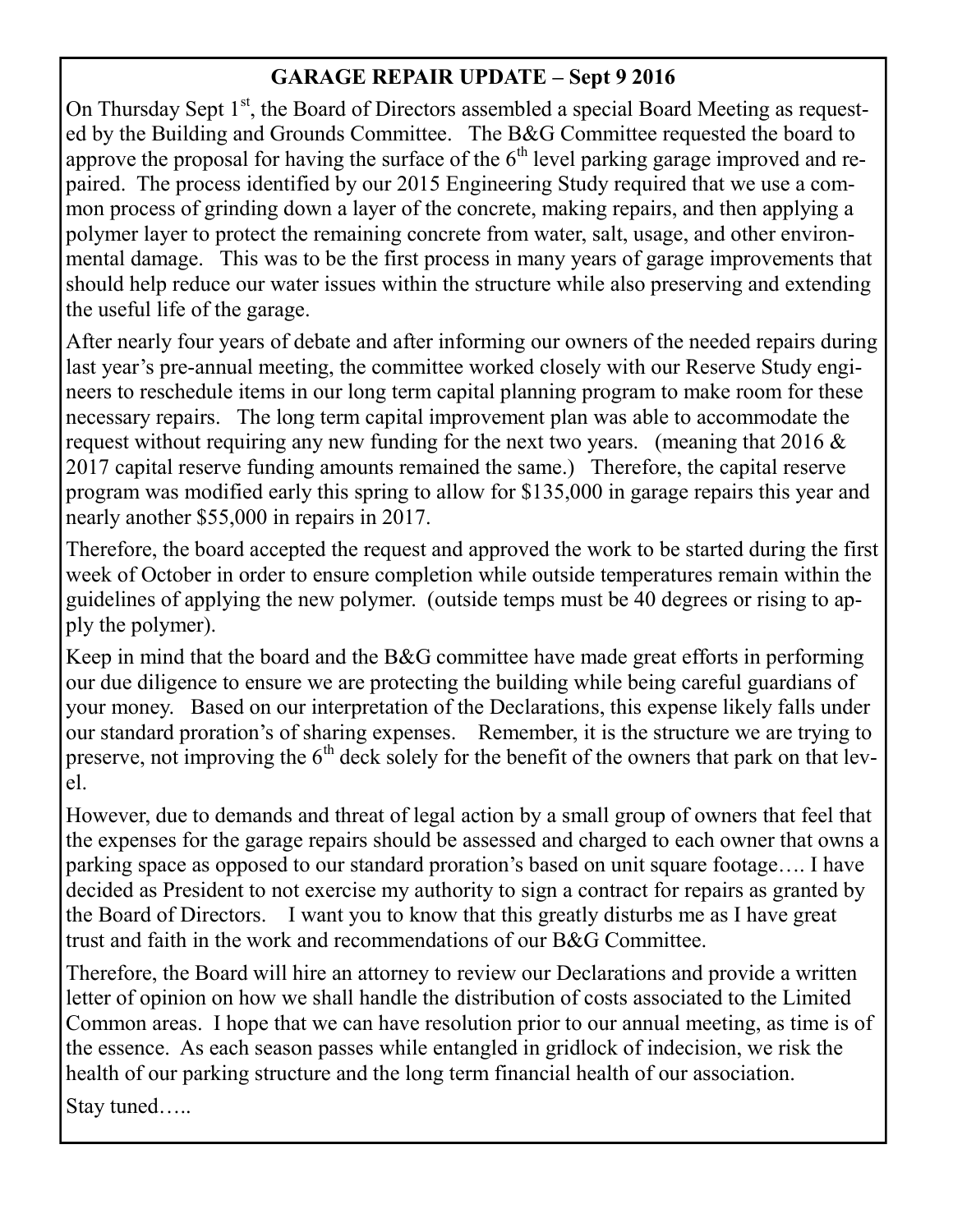## GARAGE REPAIR UPDATE – Sept 9 2016

On Thursday Sept 1st, the Board of Directors assembled a special Board Meeting as requested by the Building and Grounds Committee. The B&G Committee requested the board to approve the proposal for having the surface of the 6th level parking garage improved and repaired. The process identified by our 2015 Engineering Study required that we use a common process of grinding down a layer of the concrete, making repairs, and then applying a polymer layer to protect the remaining concrete from water, salt, usage, and other environmental damage. This was to be the first process in many years of garage improvements that should help reduce our water issues within the structure while also preserving and extending the useful life of the garage.

After nearly four years of debate and after informing our owners of the needed repairs during last year's pre-annual meeting, the committee worked closely with our Reserve Study engineers to reschedule items in our long term capital planning program to make room for these necessary repairs. The long term capital improvement plan was able to accommodate the request without requiring any new funding for the next two years. (meaning that 2016 & 2017 capital reserve funding amounts remained the same.) Therefore, the capital reserve program was modified early this spring to allow for $135,000 in garage repairs this year and nearly another $55,000 in repairs in 2017.

Therefore, the board accepted the request and approved the work to be started during the first week of October in order to ensure completion while outside temperatures remain within the guidelines of applying the new polymer. (outside temps must be 40 degrees or rising to apply the polymer).

Keep in mind that the board and the B&G committee have made great efforts in performing our due diligence to ensure we are protecting the building while being careful guardians of your money. Based on our interpretation of the Declarations, this expense likely falls under our standard proration's of sharing expenses. Remember, it is the structure we are trying to preserve, not improving the 6th deck solely for the benefit of the owners that park on that level.

However, due to demands and threat of legal action by a small group of owners that feel that the expenses for the garage repairs should be assessed and charged to each owner that owns a parking space as opposed to our standard proration's based on unit square footage…. I have decided as President to not exercise my authority to sign a contract for repairs as granted by the Board of Directors. I want you to know that this greatly disturbs me as I have great trust and faith in the work and recommendations of our B&G Committee.

Therefore, the Board will hire an attorney to review our Declarations and provide a written letter of opinion on how we shall handle the distribution of costs associated to the Limited Common areas. I hope that we can have resolution prior to our annual meeting, as time is of the essence. As each season passes while entangled in gridlock of indecision, we risk the health of our parking structure and the long term financial health of our association.

Stay tuned…..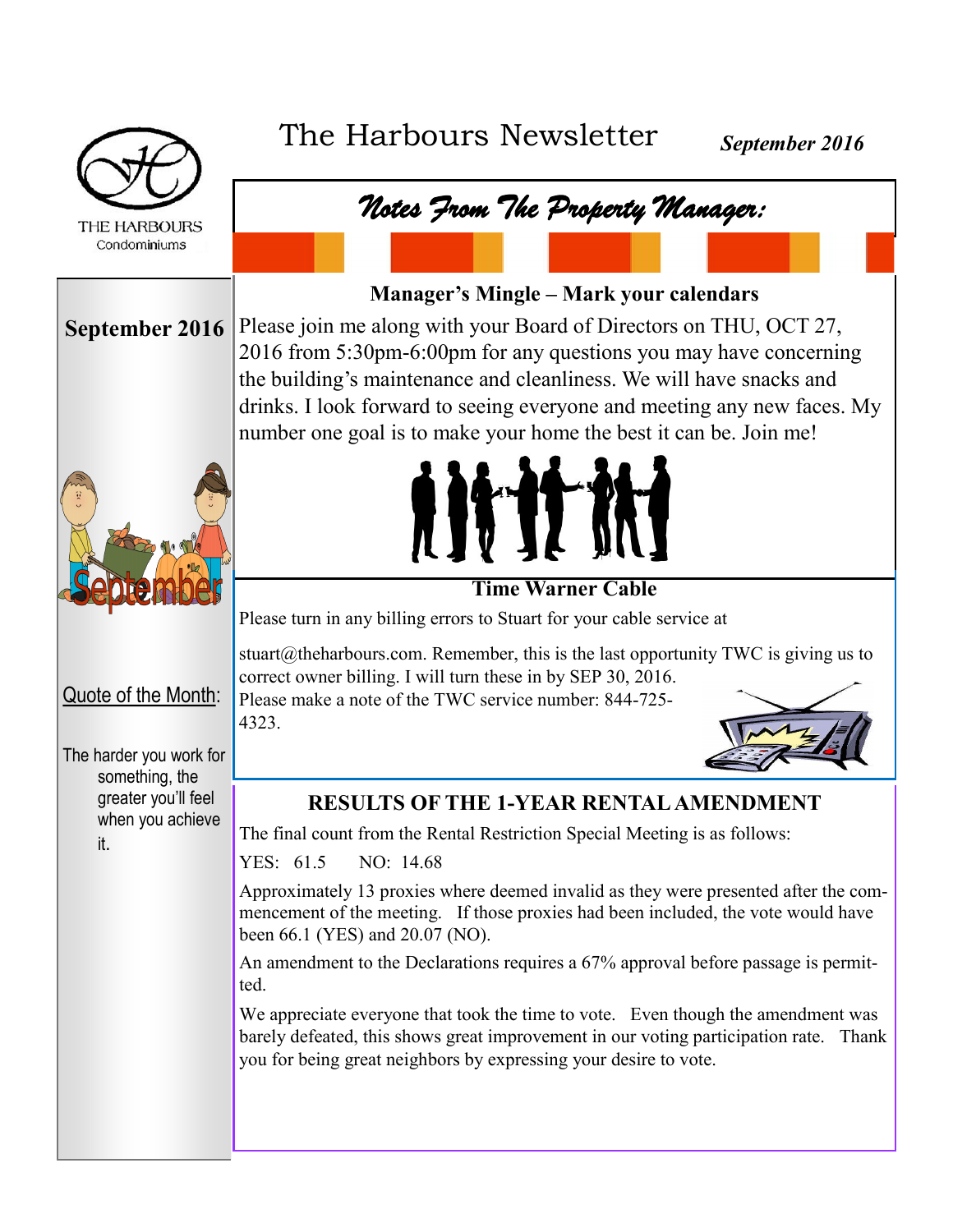# The Harbours Newsletter

***September 2016***

THE HARBOURS
Condominiums

**September 2016**

Quote of the Month:

The harder you work for something, the greater you'll feel when you achieve it.

## *Notes From The Property Manager:*

### Manager's Mingle – Mark your calendars

Please join me along with your Board of Directors on THU, OCT 27, 2016 from 5:30pm-6:00pm for any questions you may have concerning the building's maintenance and cleanliness. We will have snacks and drinks. I look forward to seeing everyone and meeting any new faces. My number one goal is to make your home the best it can be. Join me!

### Time Warner Cable

Please turn in any billing errors to Stuart for your cable service at

stuart@theharbours.com. Remember, this is the last opportunity TWC is giving us to correct owner billing. I will turn these in by SEP 30, 2016. Please make a note of the TWC service number: 844-725-4323.

### RESULTS OF THE 1-YEAR RENTAL AMENDMENT

The final count from the Rental Restriction Special Meeting is as follows:

YES: 61.5 NO: 14.68

Approximately 13 proxies where deemed invalid as they were presented after the commencement of the meeting. If those proxies had been included, the vote would have been 66.1 (YES) and 20.07 (NO).

An amendment to the Declarations requires a 67% approval before passage is permitted.

We appreciate everyone that took the time to vote. Even though the amendment was barely defeated, this shows great improvement in our voting participation rate. Thank you for being great neighbors by expressing your desire to vote.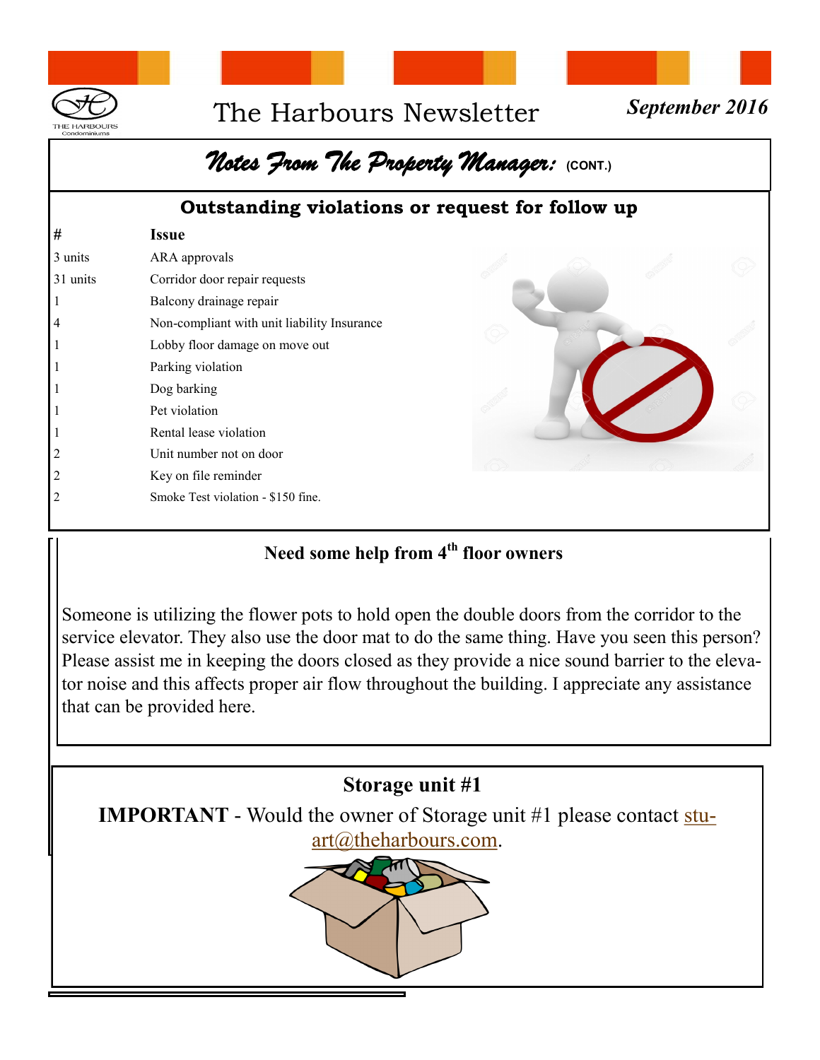## Notes From The Property Manager: (CONT.)

### Outstanding violations or request for follow up

| # | Issue |
|---|---|
| 3 units | ARA approvals |
| 31 units | Corridor door repair requests |
| 1 | Balcony drainage repair |
| 4 | Non-compliant with unit liability Insurance |
| 1 | Lobby floor damage on move out |
| 1 | Parking violation |
| 1 | Dog barking |
| 1 | Pet violation |
| 1 | Rental lease violation |
| 2 | Unit number not on door |
| 2 | Key on file reminder |
| 2 | Smoke Test violation - $150 fine. |

### Need some help from 4th floor owners

Someone is utilizing the flower pots to hold open the double doors from the corridor to the service elevator. They also use the door mat to do the same thing. Have you seen this person? Please assist me in keeping the doors closed as they provide a nice sound barrier to the elevator noise and this affects proper air flow throughout the building. I appreciate any assistance that can be provided here.

### Storage unit #1

**IMPORTANT** - Would the owner of Storage unit #1 please contact stuart@theharbours.com.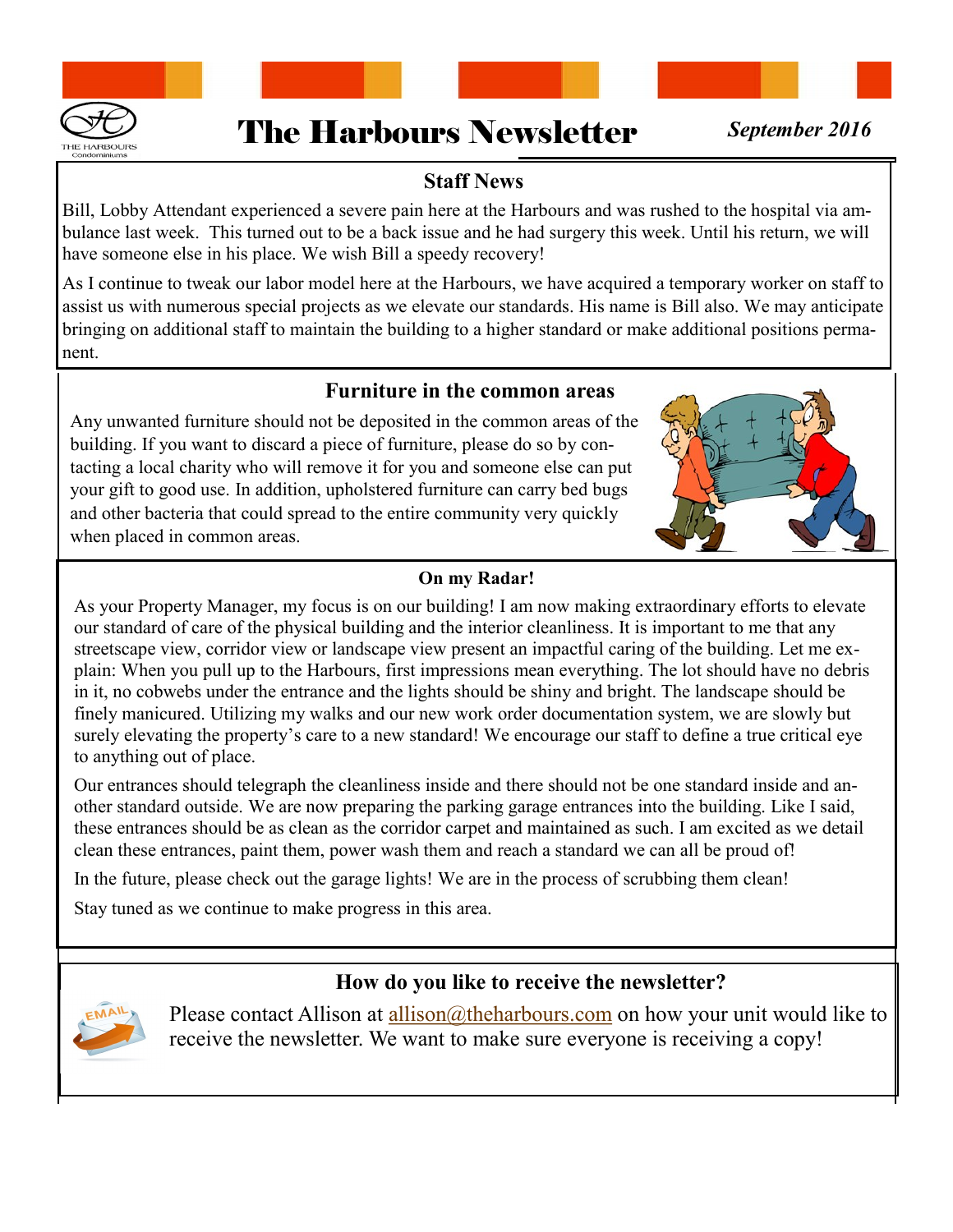# The Harbours Newsletter

*September 2016*

## Staff News

Bill, Lobby Attendant experienced a severe pain here at the Harbours and was rushed to the hospital via ambulance last week. This turned out to be a back issue and he had surgery this week. Until his return, we will have someone else in his place. We wish Bill a speedy recovery!

As I continue to tweak our labor model here at the Harbours, we have acquired a temporary worker on staff to assist us with numerous special projects as we elevate our standards. His name is Bill also. We may anticipate bringing on additional staff to maintain the building to a higher standard or make additional positions permanent.

## Furniture in the common areas

Any unwanted furniture should not be deposited in the common areas of the building. If you want to discard a piece of furniture, please do so by contacting a local charity who will remove it for you and someone else can put your gift to good use. In addition, upholstered furniture can carry bed bugs and other bacteria that could spread to the entire community very quickly when placed in common areas.

## On my Radar!

As your Property Manager, my focus is on our building! I am now making extraordinary efforts to elevate our standard of care of the physical building and the interior cleanliness. It is important to me that any streetscape view, corridor view or landscape view present an impactful caring of the building. Let me explain: When you pull up to the Harbours, first impressions mean everything. The lot should have no debris in it, no cobwebs under the entrance and the lights should be shiny and bright. The landscape should be finely manicured. Utilizing my walks and our new work order documentation system, we are slowly but surely elevating the property's care to a new standard! We encourage our staff to define a true critical eye to anything out of place.

Our entrances should telegraph the cleanliness inside and there should not be one standard inside and another standard outside. We are now preparing the parking garage entrances into the building. Like I said, these entrances should be as clean as the corridor carpet and maintained as such. I am excited as we detail clean these entrances, paint them, power wash them and reach a standard we can all be proud of!

In the future, please check out the garage lights! We are in the process of scrubbing them clean!

Stay tuned as we continue to make progress in this area.

## How do you like to receive the newsletter?

Please contact Allison at allison@theharbours.com on how your unit would like to receive the newsletter. We want to make sure everyone is receiving a copy!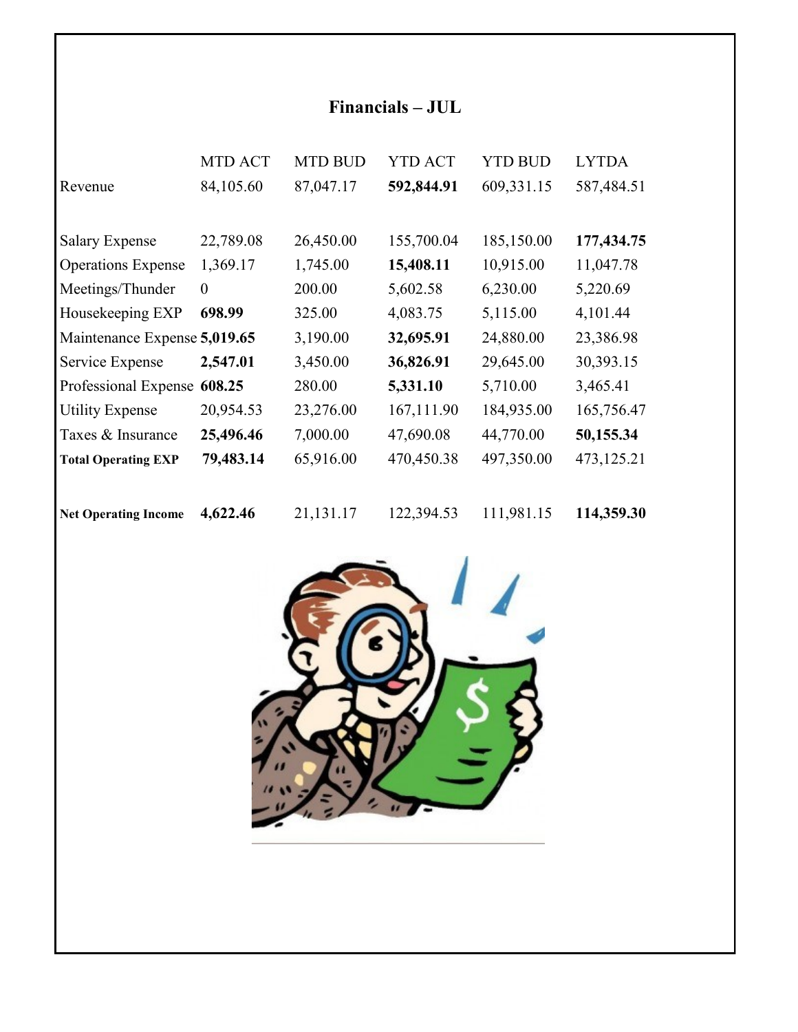## Financials – JUL

| | MTD ACT | MTD BUD | YTD ACT | YTD BUD | LYTDA |
|---|---|---|---|---|---|
| Revenue | 84,105.60 | 87,047.17 | **592,844.91** | 609,331.15 | 587,484.51 |
| Salary Expense | 22,789.08 | 26,450.00 | 155,700.04 | 185,150.00 | **177,434.75** |
| Operations Expense | 1,369.17 | 1,745.00 | **15,408.11** | 10,915.00 | 11,047.78 |
| Meetings/Thunder | 0 | 200.00 | 5,602.58 | 6,230.00 | 5,220.69 |
| Housekeeping EXP | **698.99** | 325.00 | 4,083.75 | 5,115.00 | 4,101.44 |
| Maintenance Expense | **5,019.65** | 3,190.00 | **32,695.91** | 24,880.00 | 23,386.98 |
| Service Expense | **2,547.01** | 3,450.00 | **36,826.91** | 29,645.00 | 30,393.15 |
| Professional Expense | **608.25** | 280.00 | **5,331.10** | 5,710.00 | 3,465.41 |
| Utility Expense | 20,954.53 | 23,276.00 | 167,111.90 | 184,935.00 | 165,756.47 |
| Taxes & Insurance | **25,496.46** | 7,000.00 | 47,690.08 | 44,770.00 | **50,155.34** |
| **Total Operating EXP** | **79,483.14** | 65,916.00 | 470,450.38 | 497,350.00 | 473,125.21 |
| **Net Operating Income** | **4,622.46** | 21,131.17 | 122,394.53 | 111,981.15 | **114,359.30** |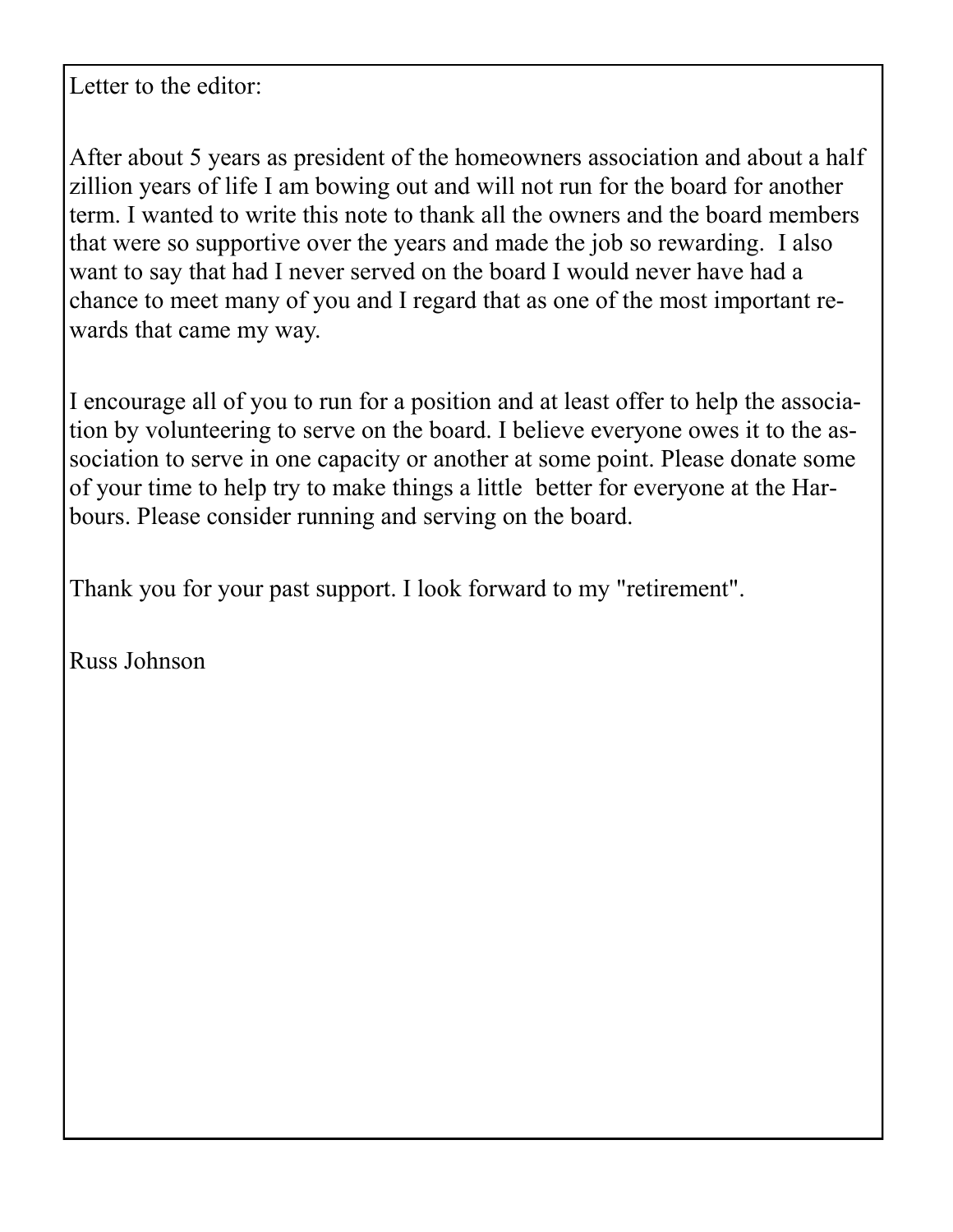Letter to the editor:

After about 5 years as president of the homeowners association and about a half zillion years of life I am bowing out and will not run for the board for another term. I wanted to write this note to thank all the owners and the board members that were so supportive over the years and made the job so rewarding. I also want to say that had I never served on the board I would never have had a chance to meet many of you and I regard that as one of the most important rewards that came my way.

I encourage all of you to run for a position and at least offer to help the association by volunteering to serve on the board. I believe everyone owes it to the association to serve in one capacity or another at some point. Please donate some of your time to help try to make things a little better for everyone at the Harbours. Please consider running and serving on the board.

Thank you for your past support. I look forward to my "retirement".

Russ Johnson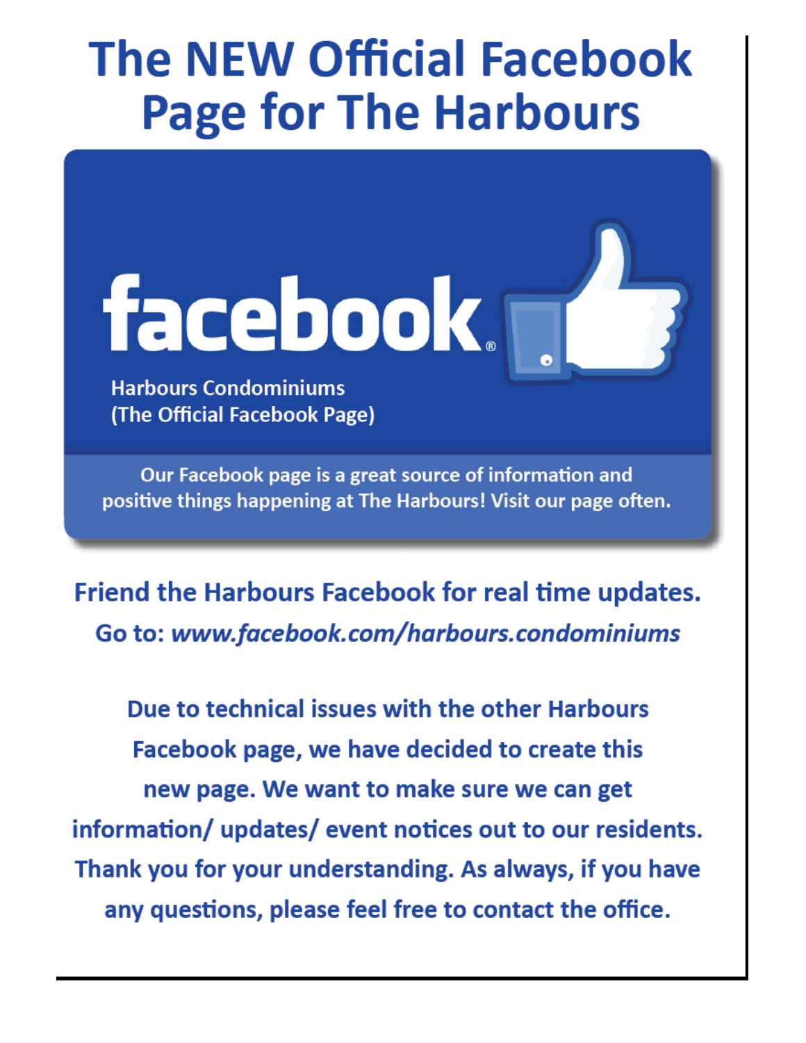# The NEW Official Facebook Page for The Harbours

facebook

Harbours Condominiums
(The Official Facebook Page)

Our Facebook page is a great source of information and positive things happening at The Harbours! Visit our page often.

**Friend the Harbours Facebook for real time updates.**

**Go to: *www.facebook.com/harbours.condominiums***

**Due to technical issues with the other Harbours Facebook page, we have decided to create this new page. We want to make sure we can get information/ updates/ event notices out to our residents. Thank you for your understanding. As always, if you have any questions, please feel free to contact the office.**